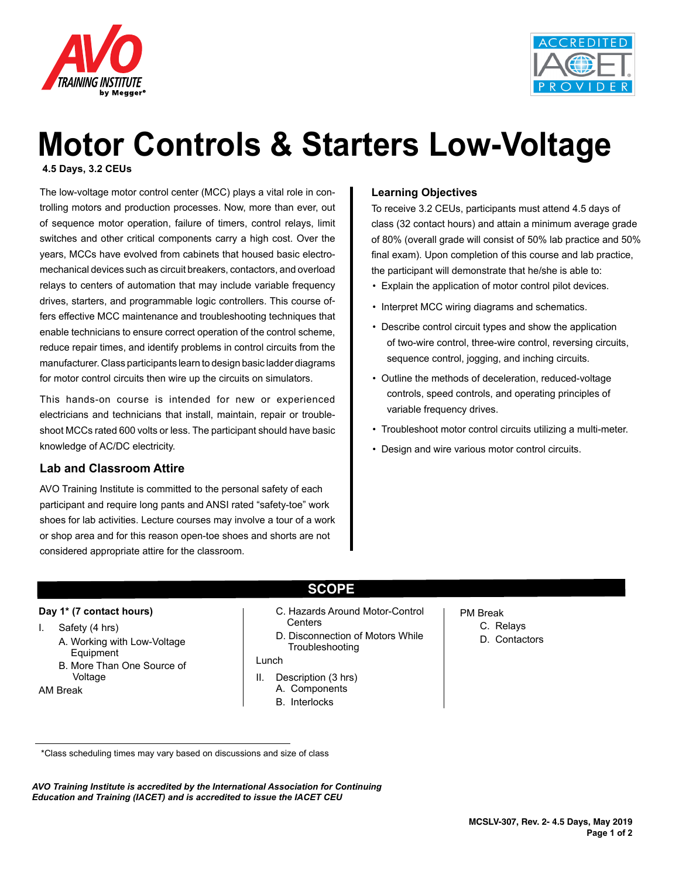# Motor Controls & Starters Low-Voltage

**4.5 Days, 3.2 CEUs**

The low-voltage motor control center (MCC) plays a vital role in controlling motors and production processes. Now, more than ever, out of sequence motor operation, failure of timers, control relays, limit switches and other critical components carry a high cost. Over the years, MCCs have evolved from cabinets that housed basic electromechanical devices such as circuit breakers, contactors, and overload relays to centers of automation that may include variable frequency drives, starters, and programmable logic controllers. This course offers effective MCC maintenance and troubleshooting techniques that enable technicians to ensure correct operation of the control scheme, reduce repair times, and identify problems in control circuits from the manufacturer. Class participants learn to design basic ladder diagrams for motor control circuits then wire up the circuits on simulators.

This hands-on course is intended for new or experienced electricians and technicians that install, maintain, repair or troubleshoot MCCs rated 600 volts or less. The participant should have basic knowledge of AC/DC electricity.

## Lab and Classroom Attire

AVO Training Institute is committed to the personal safety of each participant and require long pants and ANSI rated "safety-toe" work shoes for lab activities. Lecture courses may involve a tour of a work or shop area and for this reason open-toe shoes and shorts are not considered appropriate attire for the classroom.

## Learning Objectives

To receive 3.2 CEUs, participants must attend 4.5 days of class (32 contact hours) and attain a minimum average grade of 80% (overall grade will consist of 50% lab practice and 50% final exam). Upon completion of this course and lab practice, the participant will demonstrate that he/she is able to:

- Explain the application of motor control pilot devices.
- Interpret MCC wiring diagrams and schematics.
- Describe control circuit types and show the application of two-wire control, three-wire control, reversing circuits, sequence control, jogging, and inching circuits.
- Outline the methods of deceleration, reduced-voltage controls, speed controls, and operating principles of variable frequency drives.
- Troubleshoot motor control circuits utilizing a multi-meter.
- Design and wire various motor control circuits.

## SCOPE

**Day 1* (7 contact hours)**

I. Safety (4 hrs)
  - A. Working with Low-Voltage Equipment
  - B. More Than One Source of Voltage

AM Break

  - C. Hazards Around Motor-Control Centers
  - D. Disconnection of Motors While Troubleshooting

Lunch

II. Description (3 hrs)
  - A. Components
  - B. Interlocks

PM Break

  - C. Relays
  - D. Contactors

*Class scheduling times may vary based on discussions and size of class

***AVO Training Institute is accredited by the International Association for Continuing Education and Training (IACET) and is accredited to issue the IACET CEU***

**MCSLV-307, Rev. 2- 4.5 Days, May 2019**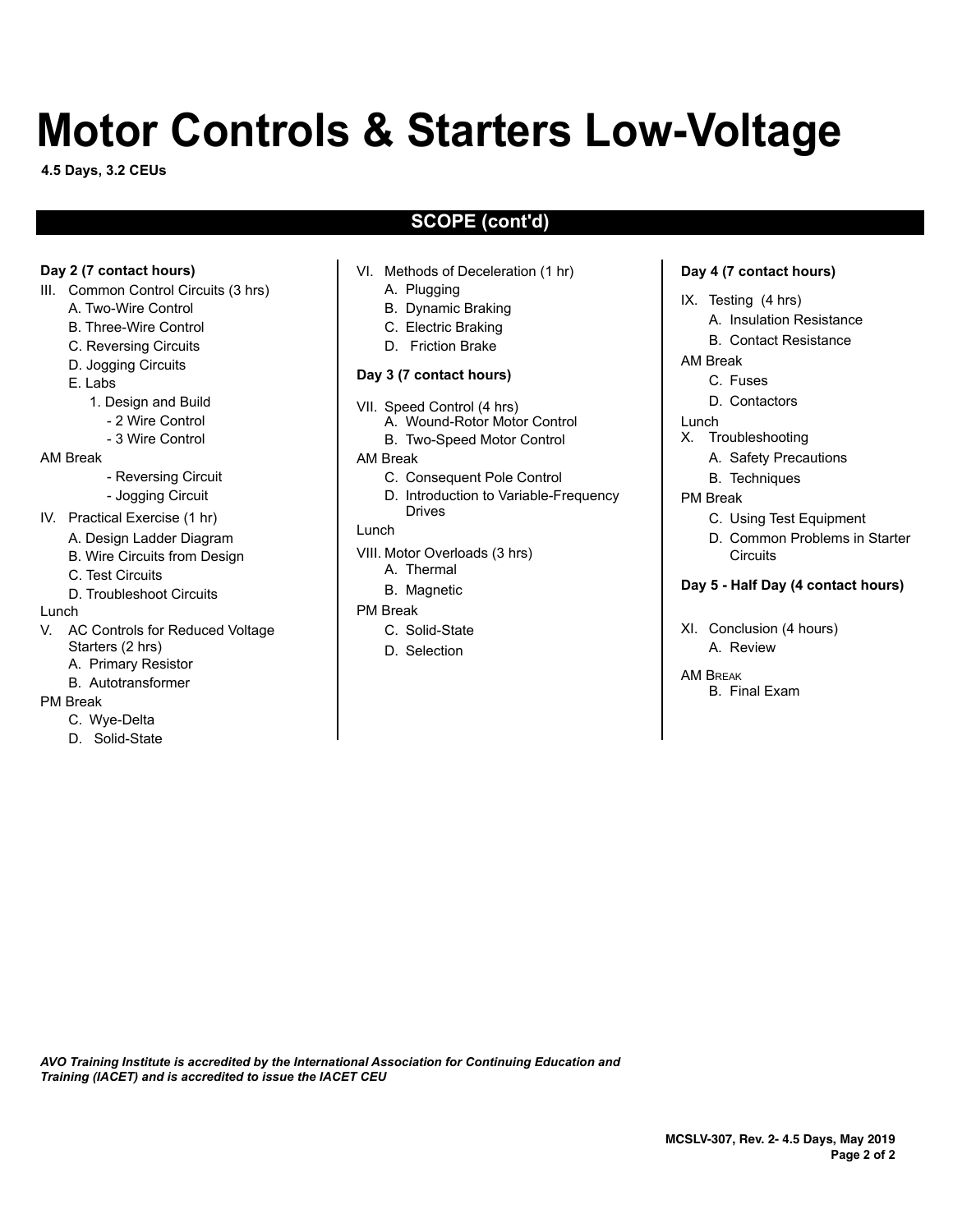# Motor Controls & Starters Low-Voltage

**4.5 Days, 3.2 CEUs**

## SCOPE (cont'd)

**Day 2 (7 contact hours)**

III. Common Control Circuits (3 hrs)
- A. Two-Wire Control
- B. Three-Wire Control
- C. Reversing Circuits
- D. Jogging Circuits
- E. Labs
  1. Design and Build
     - 2 Wire Control
     - 3 Wire Control

AM Break
     - Reversing Circuit
     - Jogging Circuit

IV. Practical Exercise (1 hr)
- A. Design Ladder Diagram
- B. Wire Circuits from Design
- C. Test Circuits
- D. Troubleshoot Circuits

Lunch

V. AC Controls for Reduced Voltage Starters (2 hrs)
- A. Primary Resistor
- B. Autotransformer

PM Break
- C. Wye-Delta
- D. Solid-State

VI. Methods of Deceleration (1 hr)
- A. Plugging
- B. Dynamic Braking
- C. Electric Braking
- D. Friction Brake

**Day 3 (7 contact hours)**

VII. Speed Control (4 hrs)
- A. Wound-Rotor Motor Control
- B. Two-Speed Motor Control

AM Break
- C. Consequent Pole Control
- D. Introduction to Variable-Frequency Drives

Lunch

VIII. Motor Overloads (3 hrs)
- A. Thermal
- B. Magnetic

PM Break
- C. Solid-State
- D. Selection

**Day 4 (7 contact hours)**

IX. Testing (4 hrs)
- A. Insulation Resistance
- B. Contact Resistance

AM Break
- C. Fuses
- D. Contactors

Lunch

X. Troubleshooting
- A. Safety Precautions
- B. Techniques

PM Break
- C. Using Test Equipment
- D. Common Problems in Starter Circuits

**Day 5 - Half Day (4 contact hours)**

XI. Conclusion (4 hours)
- A. Review

AM Break
- B. Final Exam

*AVO Training Institute is accredited by the International Association for Continuing Education and Training (IACET) and is accredited to issue the IACET CEU*

**MCSLV-307, Rev. 2- 4.5 Days, May 2019**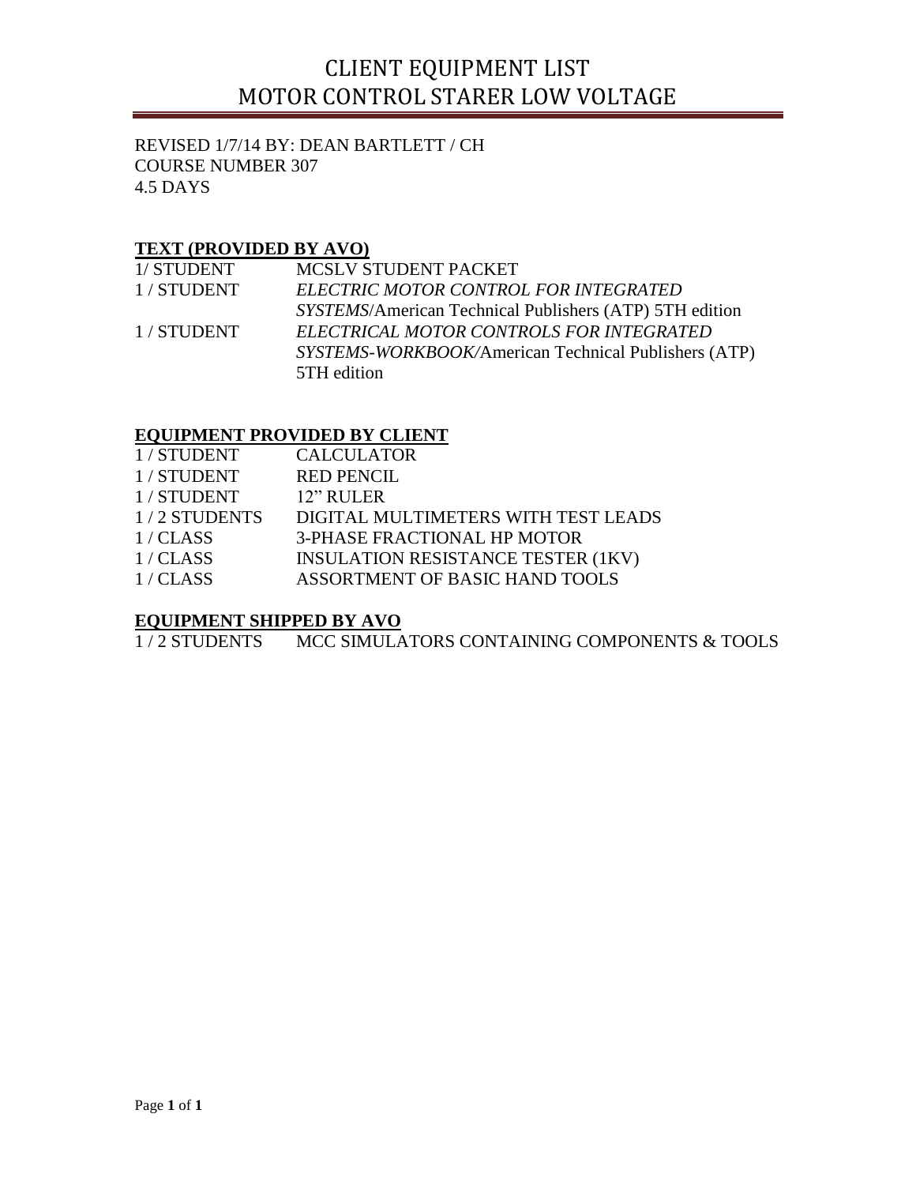# CLIENT EQUIPMENT LIST
# MOTOR CONTROL STARER LOW VOLTAGE

REVISED 1/7/14 BY: DEAN BARTLETT / CH
COURSE NUMBER 307
4.5 DAYS

**TEXT (PROVIDED BY AVO)**

| | |
|---|---|
| 1/ STUDENT | MCSLV STUDENT PACKET |
| 1 / STUDENT | *ELECTRIC MOTOR CONTROL FOR INTEGRATED SYSTEMS*/American Technical Publishers (ATP) 5TH edition |
| 1 / STUDENT | *ELECTRICAL MOTOR CONTROLS FOR INTEGRATED SYSTEMS-WORKBOOK/*American Technical Publishers (ATP) 5TH edition |

**EQUIPMENT PROVIDED BY CLIENT**

| | |
|---|---|
| 1 / STUDENT | CALCULATOR |
| 1 / STUDENT | RED PENCIL |
| 1 / STUDENT | 12" RULER |
| 1 / 2 STUDENTS | DIGITAL MULTIMETERS WITH TEST LEADS |
| 1 / CLASS | 3-PHASE FRACTIONAL HP MOTOR |
| 1 / CLASS | INSULATION RESISTANCE TESTER (1KV) |
| 1 / CLASS | ASSORTMENT OF BASIC HAND TOOLS |

**EQUIPMENT SHIPPED BY AVO**

| | |
|---|---|
| 1 / 2 STUDENTS | MCC SIMULATORS CONTAINING COMPONENTS & TOOLS |